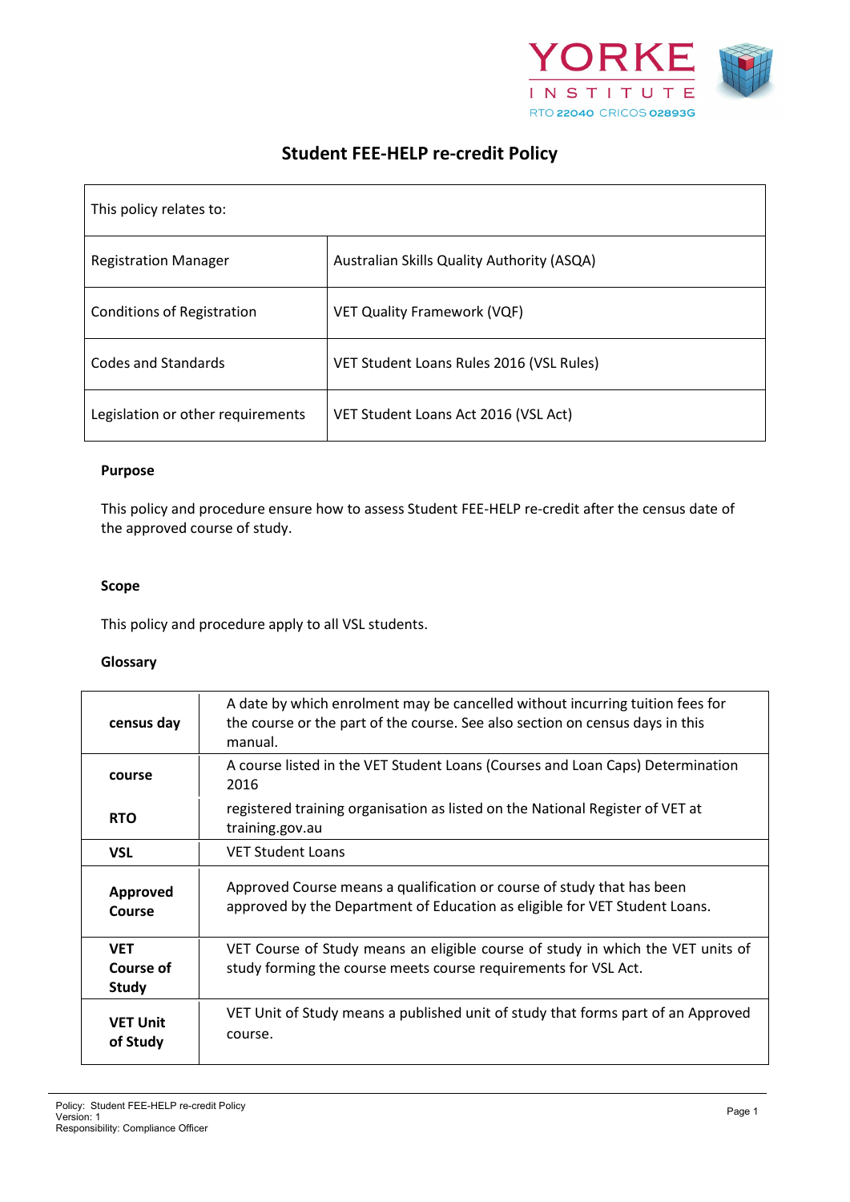YORKE INSTITUTE
RTO 22040 CRICOS 02893G

# Student FEE-HELP re-credit Policy

| This policy relates to: | |
|---|---|
| Registration Manager | Australian Skills Quality Authority (ASQA) |
| Conditions of Registration | VET Quality Framework (VQF) |
| Codes and Standards | VET Student Loans Rules 2016 (VSL Rules) |
| Legislation or other requirements | VET Student Loans Act 2016 (VSL Act) |

**Purpose**

This policy and procedure ensure how to assess Student FEE-HELP re-credit after the census date of the approved course of study.

**Scope**

This policy and procedure apply to all VSL students.

**Glossary**

| | |
|---|---|
| **census day** | A date by which enrolment may be cancelled without incurring tuition fees for the course or the part of the course. See also section on census days in this manual. |
| **course** | A course listed in the VET Student Loans (Courses and Loan Caps) Determination 2016 |
| **RTO** | registered training organisation as listed on the National Register of VET at training.gov.au |
| **VSL** | VET Student Loans |
| **Approved Course** | Approved Course means a qualification or course of study that has been approved by the Department of Education as eligible for VET Student Loans. |
| **VET Course of Study** | VET Course of Study means an eligible course of study in which the VET units of study forming the course meets course requirements for VSL Act. |
| **VET Unit of Study** | VET Unit of Study means a published unit of study that forms part of an Approved course. |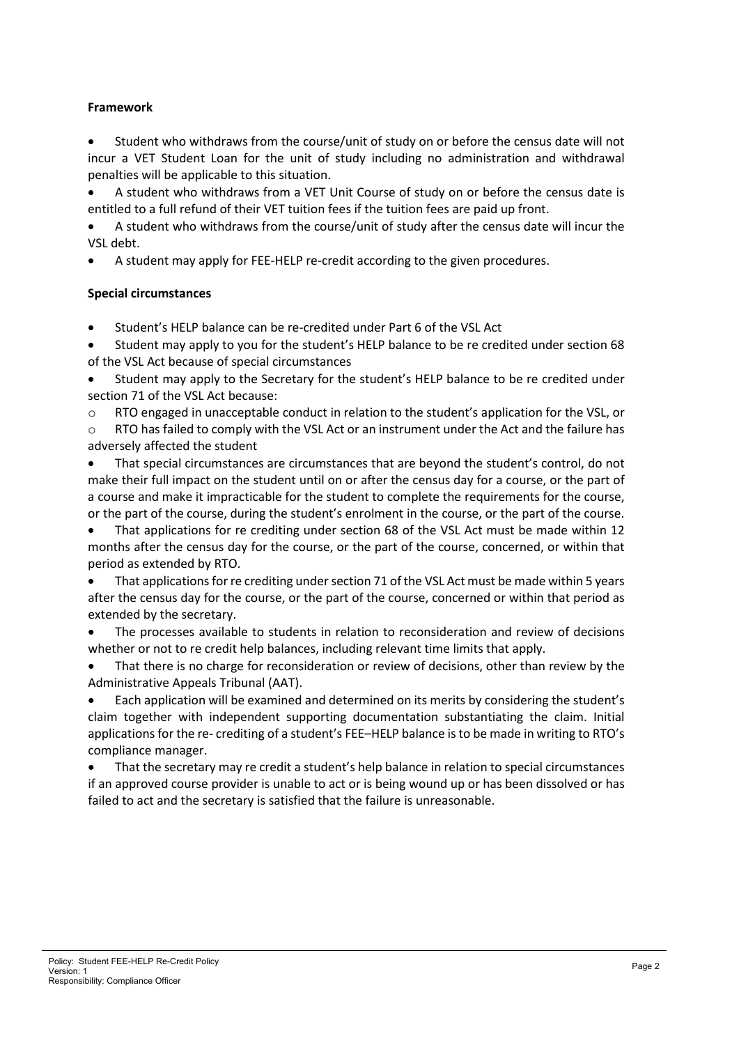**Framework**

- Student who withdraws from the course/unit of study on or before the census date will not incur a VET Student Loan for the unit of study including no administration and withdrawal penalties will be applicable to this situation.
- A student who withdraws from a VET Unit Course of study on or before the census date is entitled to a full refund of their VET tuition fees if the tuition fees are paid up front.
- A student who withdraws from the course/unit of study after the census date will incur the VSL debt.
- A student may apply for FEE-HELP re-credit according to the given procedures.

**Special circumstances**

- Student's HELP balance can be re-credited under Part 6 of the VSL Act
- Student may apply to you for the student's HELP balance to be re credited under section 68 of the VSL Act because of special circumstances
- Student may apply to the Secretary for the student's HELP balance to be re credited under section 71 of the VSL Act because:
  - RTO engaged in unacceptable conduct in relation to the student's application for the VSL, or
  - RTO has failed to comply with the VSL Act or an instrument under the Act and the failure has adversely affected the student
- That special circumstances are circumstances that are beyond the student's control, do not make their full impact on the student until on or after the census day for a course, or the part of a course and make it impracticable for the student to complete the requirements for the course, or the part of the course, during the student's enrolment in the course, or the part of the course.
- That applications for re crediting under section 68 of the VSL Act must be made within 12 months after the census day for the course, or the part of the course, concerned, or within that period as extended by RTO.
- That applications for re crediting under section 71 of the VSL Act must be made within 5 years after the census day for the course, or the part of the course, concerned or within that period as extended by the secretary.
- The processes available to students in relation to reconsideration and review of decisions whether or not to re credit help balances, including relevant time limits that apply.
- That there is no charge for reconsideration or review of decisions, other than review by the Administrative Appeals Tribunal (AAT).
- Each application will be examined and determined on its merits by considering the student's claim together with independent supporting documentation substantiating the claim. Initial applications for the re- crediting of a student's FEE–HELP balance is to be made in writing to RTO's compliance manager.
- That the secretary may re credit a student's help balance in relation to special circumstances if an approved course provider is unable to act or is being wound up or has been dissolved or has failed to act and the secretary is satisfied that the failure is unreasonable.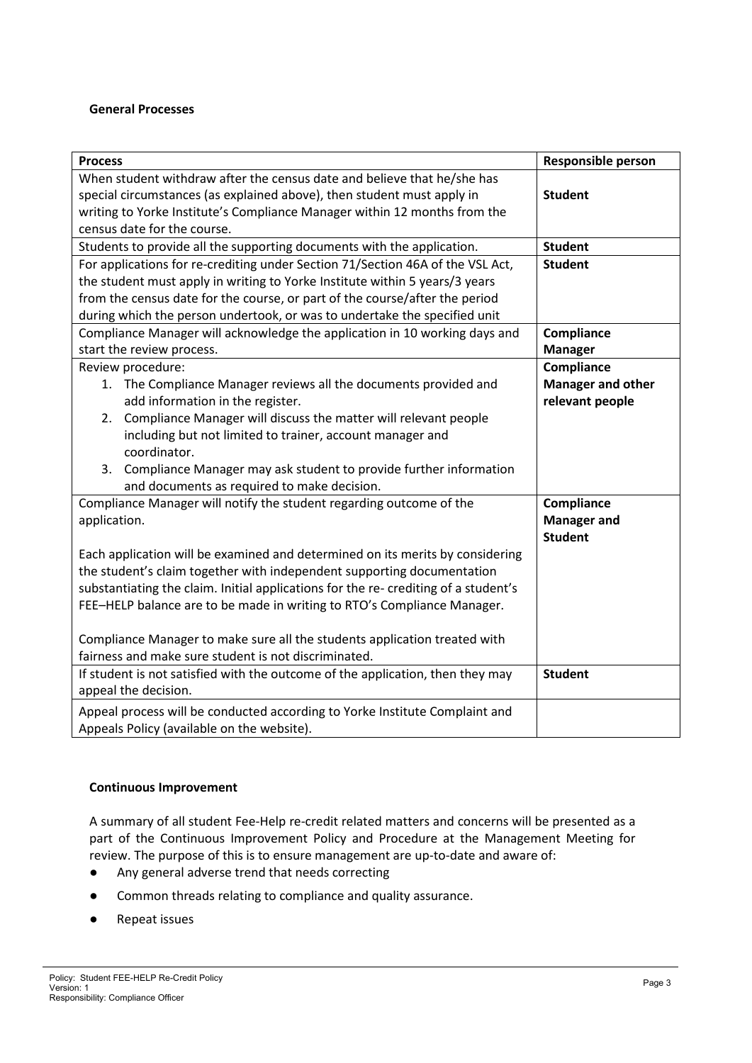**General Processes**

| Process | Responsible person |
| --- | --- |
| When student withdraw after the census date and believe that he/she has special circumstances (as explained above), then student must apply in writing to Yorke Institute's Compliance Manager within 12 months from the census date for the course. | **Student** |
| Students to provide all the supporting documents with the application. | **Student** |
| For applications for re-crediting under Section 71/Section 46A of the VSL Act, the student must apply in writing to Yorke Institute within 5 years/3 years from the census date for the course, or part of the course/after the period during which the person undertook, or was to undertake the specified unit | **Student** |
| Compliance Manager will acknowledge the application in 10 working days and start the review process. | **Compliance Manager** |
| Review procedure:<br>1. The Compliance Manager reviews all the documents provided and add information in the register.<br>2. Compliance Manager will discuss the matter will relevant people including but not limited to trainer, account manager and coordinator.<br>3. Compliance Manager may ask student to provide further information and documents as required to make decision. | **Compliance Manager and other relevant people** |
| Compliance Manager will notify the student regarding outcome of the application.<br><br>Each application will be examined and determined on its merits by considering the student's claim together with independent supporting documentation substantiating the claim. Initial applications for the re- crediting of a student's FEE–HELP balance are to be made in writing to RTO's Compliance Manager.<br><br>Compliance Manager to make sure all the students application treated with fairness and make sure student is not discriminated. | **Compliance Manager and Student** |
| If student is not satisfied with the outcome of the application, then they may appeal the decision. | **Student** |
| Appeal process will be conducted according to Yorke Institute Complaint and Appeals Policy (available on the website). | |

**Continuous Improvement**

A summary of all student Fee-Help re-credit related matters and concerns will be presented as a part of the Continuous Improvement Policy and Procedure at the Management Meeting for review. The purpose of this is to ensure management are up-to-date and aware of:

- Any general adverse trend that needs correcting
- Common threads relating to compliance and quality assurance.
- Repeat issues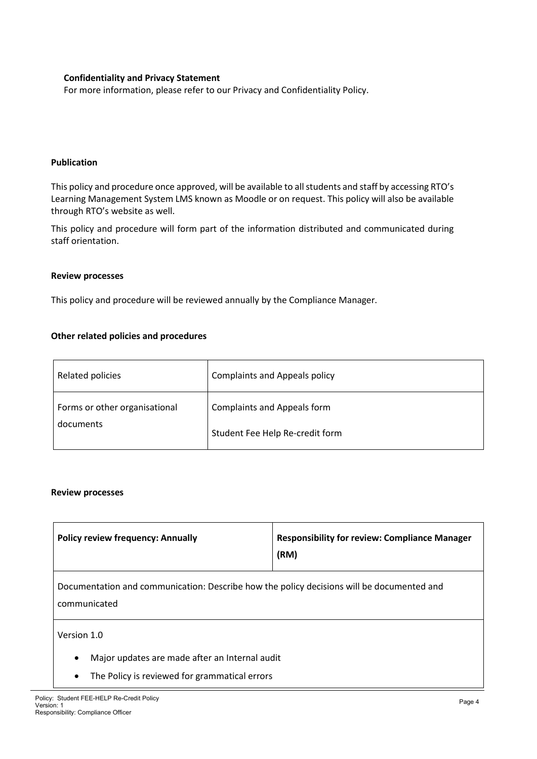**Confidentiality and Privacy Statement**

For more information, please refer to our Privacy and Confidentiality Policy.

**Publication**

This policy and procedure once approved, will be available to all students and staff by accessing RTO's Learning Management System LMS known as Moodle or on request. This policy will also be available through RTO's website as well.

This policy and procedure will form part of the information distributed and communicated during staff orientation.

**Review processes**

This policy and procedure will be reviewed annually by the Compliance Manager.

**Other related policies and procedures**

| Related policies | Complaints and Appeals policy |
|---|---|
| Forms or other organisational documents | Complaints and Appeals form<br>Student Fee Help Re-credit form |

**Review processes**

| **Policy review frequency: Annually** | **Responsibility for review: Compliance Manager (RM)** |
|---|---|
| Documentation and communication: Describe how the policy decisions will be documented and communicated | |
| Version 1.0<br>• Major updates are made after an Internal audit<br>• The Policy is reviewed for grammatical errors | |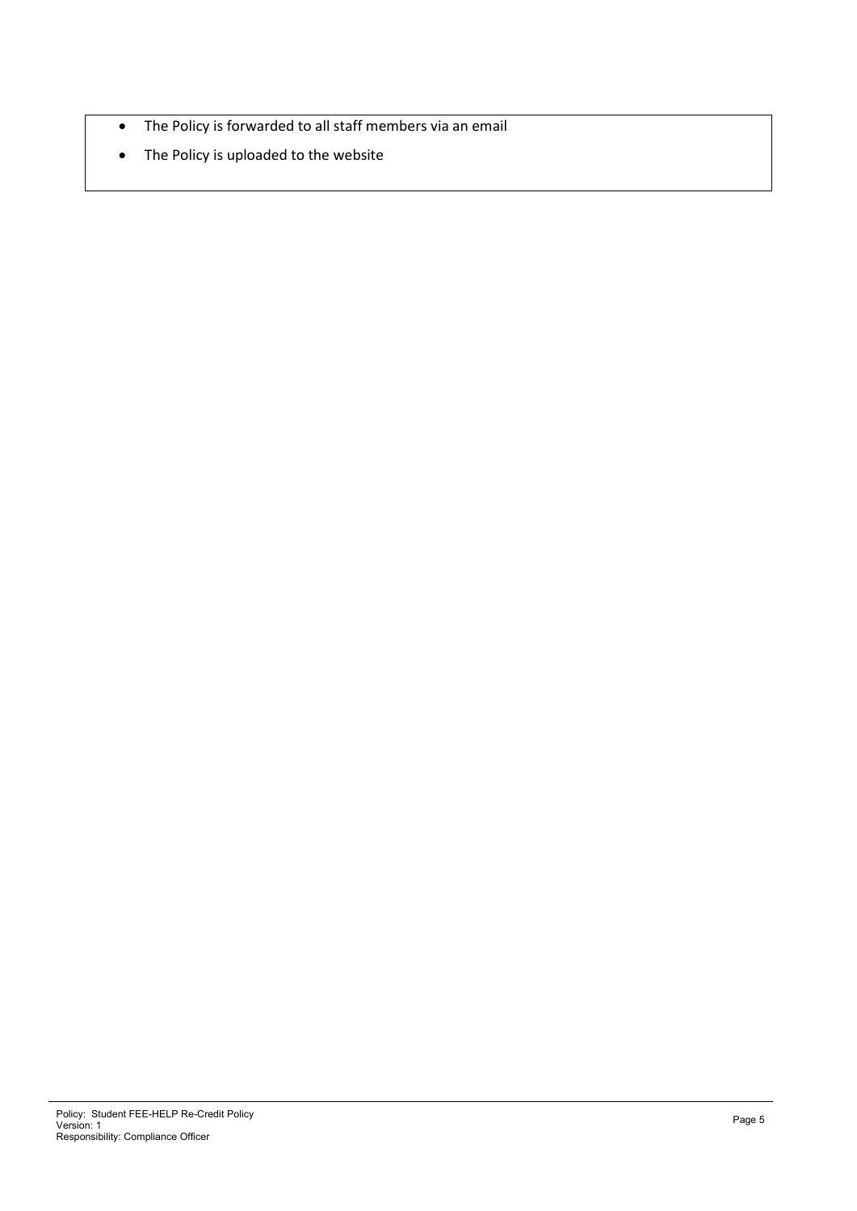- The Policy is forwarded to all staff members via an email
- The Policy is uploaded to the website